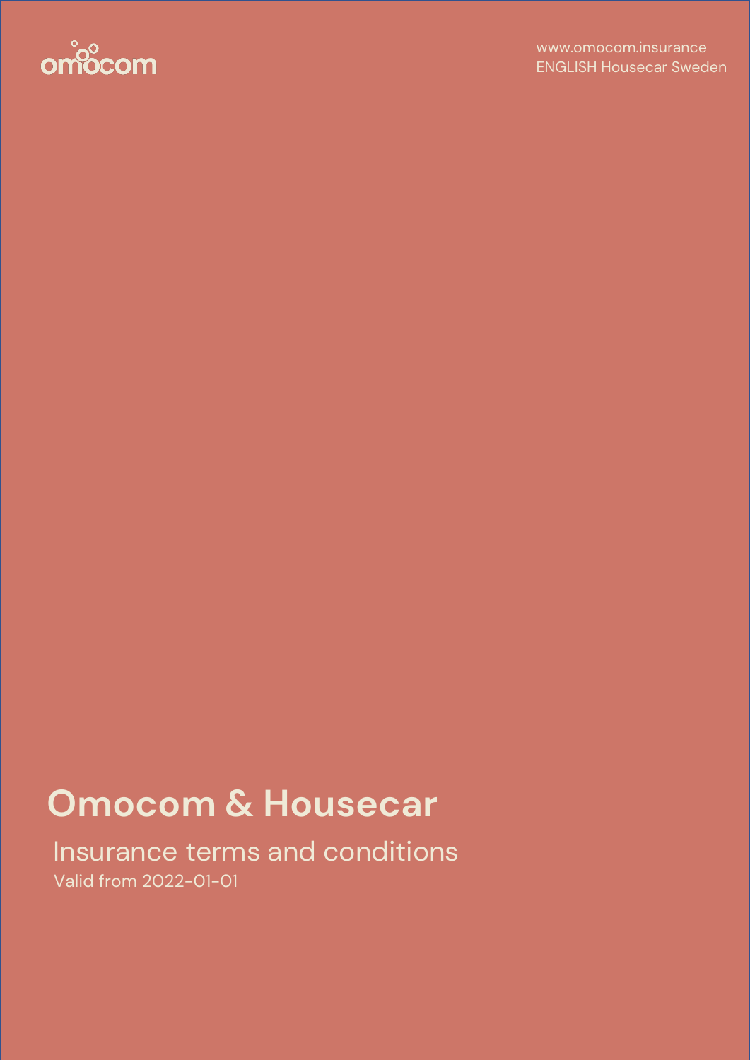www.omocom.insurance
ENGLISH Housecar Sweden

# Omocom & Housecar

## Insurance terms and conditions

Valid from 2022-01-01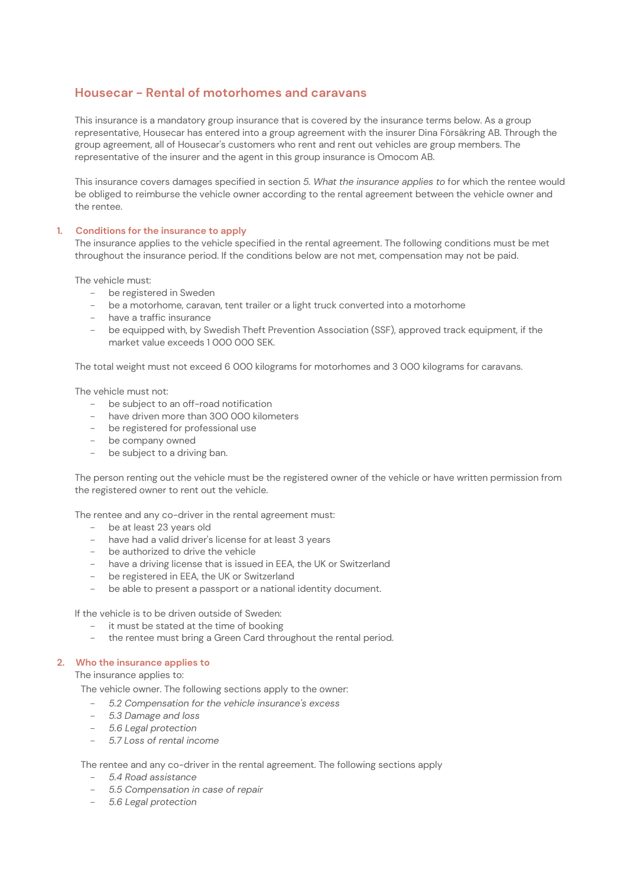## Housecar - Rental of motorhomes and caravans

This insurance is a mandatory group insurance that is covered by the insurance terms below. As a group representative, Housecar has entered into a group agreement with the insurer Dina Försäkring AB. Through the group agreement, all of Housecar's customers who rent and rent out vehicles are group members. The representative of the insurer and the agent in this group insurance is Omocom AB.

This insurance covers damages specified in section *5. What the insurance applies to* for which the rentee would be obliged to reimburse the vehicle owner according to the rental agreement between the vehicle owner and the rentee.

### 1. Conditions for the insurance to apply

The insurance applies to the vehicle specified in the rental agreement. The following conditions must be met throughout the insurance period. If the conditions below are not met, compensation may not be paid.

The vehicle must:

- be registered in Sweden
- be a motorhome, caravan, tent trailer or a light truck converted into a motorhome
- have a traffic insurance
- be equipped with, by Swedish Theft Prevention Association (SSF), approved track equipment, if the market value exceeds 1 000 000 SEK.

The total weight must not exceed 6 000 kilograms for motorhomes and 3 000 kilograms for caravans.

The vehicle must not:

- be subject to an off-road notification
- have driven more than 300 000 kilometers
- be registered for professional use
- be company owned
- be subject to a driving ban.

The person renting out the vehicle must be the registered owner of the vehicle or have written permission from the registered owner to rent out the vehicle.

The rentee and any co-driver in the rental agreement must:

- be at least 23 years old
- have had a valid driver's license for at least 3 years
- be authorized to drive the vehicle
- have a driving license that is issued in EEA, the UK or Switzerland
- be registered in EEA, the UK or Switzerland
- be able to present a passport or a national identity document.

If the vehicle is to be driven outside of Sweden:

- it must be stated at the time of booking
- the rentee must bring a Green Card throughout the rental period.

### 2. Who the insurance applies to

The insurance applies to:

The vehicle owner. The following sections apply to the owner:

- *5.2 Compensation for the vehicle insurance's excess*
- *5.3 Damage and loss*
- *5.6 Legal protection*
- *5.7 Loss of rental income*

The rentee and any co-driver in the rental agreement. The following sections apply

- *5.4 Road assistance*
- *5.5 Compensation in case of repair*
- *5.6 Legal protection*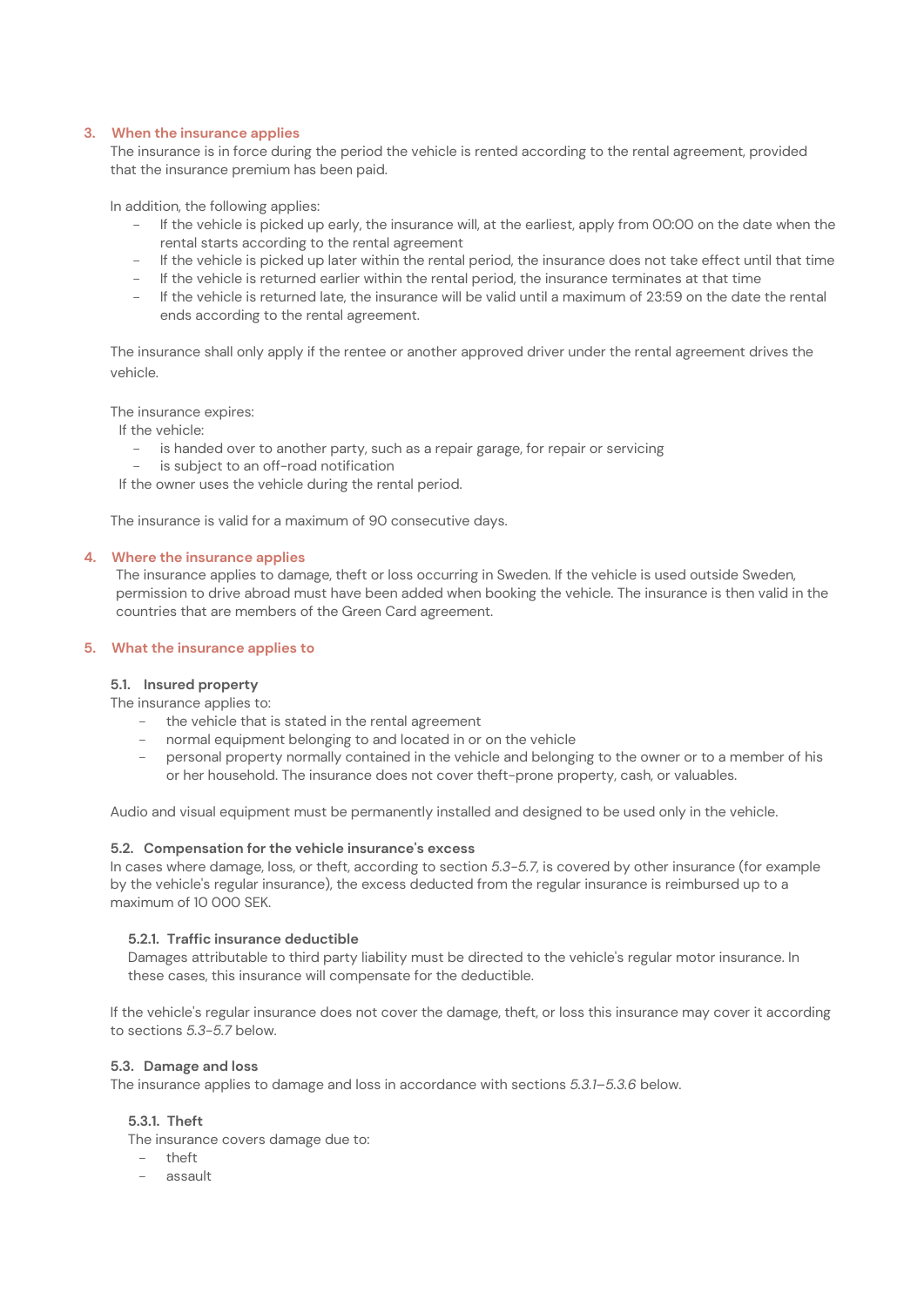## 3. When the insurance applies

The insurance is in force during the period the vehicle is rented according to the rental agreement, provided that the insurance premium has been paid.

In addition, the following applies:

- If the vehicle is picked up early, the insurance will, at the earliest, apply from 00:00 on the date when the rental starts according to the rental agreement
- If the vehicle is picked up later within the rental period, the insurance does not take effect until that time
- If the vehicle is returned earlier within the rental period, the insurance terminates at that time
- If the vehicle is returned late, the insurance will be valid until a maximum of 23:59 on the date the rental ends according to the rental agreement.

The insurance shall only apply if the rentee or another approved driver under the rental agreement drives the vehicle.

The insurance expires:

If the vehicle:

- is handed over to another party, such as a repair garage, for repair or servicing
- is subject to an off-road notification

If the owner uses the vehicle during the rental period.

The insurance is valid for a maximum of 90 consecutive days.

## 4. Where the insurance applies

The insurance applies to damage, theft or loss occurring in Sweden. If the vehicle is used outside Sweden, permission to drive abroad must have been added when booking the vehicle. The insurance is then valid in the countries that are members of the Green Card agreement.

## 5. What the insurance applies to

### 5.1. Insured property

The insurance applies to:

- the vehicle that is stated in the rental agreement
- normal equipment belonging to and located in or on the vehicle
- personal property normally contained in the vehicle and belonging to the owner or to a member of his or her household. The insurance does not cover theft-prone property, cash, or valuables.

Audio and visual equipment must be permanently installed and designed to be used only in the vehicle.

### 5.2. Compensation for the vehicle insurance's excess

In cases where damage, loss, or theft, according to section *5.3-5.7*, is covered by other insurance (for example by the vehicle's regular insurance), the excess deducted from the regular insurance is reimbursed up to a maximum of 10 000 SEK.

#### 5.2.1. Traffic insurance deductible

Damages attributable to third party liability must be directed to the vehicle's regular motor insurance. In these cases, this insurance will compensate for the deductible.

If the vehicle's regular insurance does not cover the damage, theft, or loss this insurance may cover it according to sections *5.3-5.7* below.

### 5.3. Damage and loss

The insurance applies to damage and loss in accordance with sections *5.3.1–5.3.6* below.

#### 5.3.1. Theft

The insurance covers damage due to:

- theft
- assault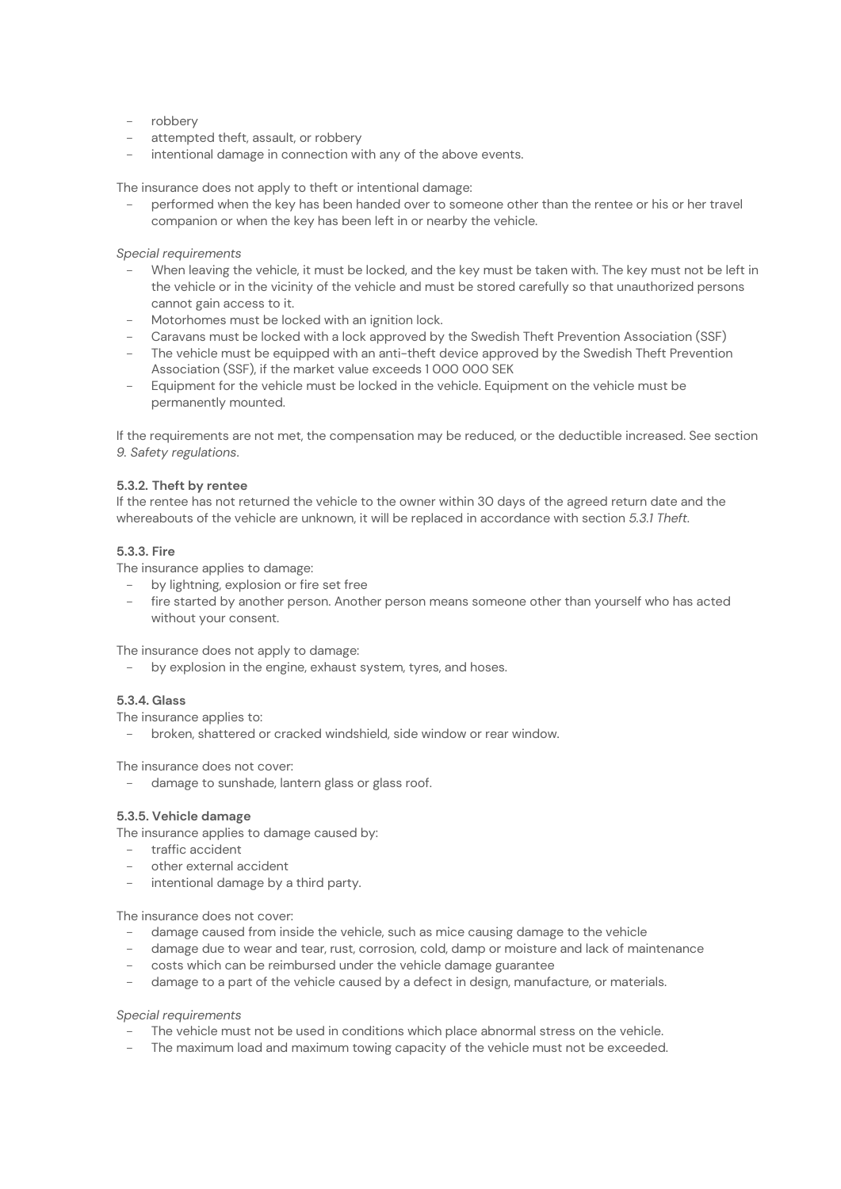- robbery
- attempted theft, assault, or robbery
- intentional damage in connection with any of the above events.

The insurance does not apply to theft or intentional damage:

- performed when the key has been handed over to someone other than the rentee or his or her travel companion or when the key has been left in or nearby the vehicle.

*Special requirements*

- When leaving the vehicle, it must be locked, and the key must be taken with. The key must not be left in the vehicle or in the vicinity of the vehicle and must be stored carefully so that unauthorized persons cannot gain access to it.
- Motorhomes must be locked with an ignition lock.
- Caravans must be locked with a lock approved by the Swedish Theft Prevention Association (SSF)
- The vehicle must be equipped with an anti-theft device approved by the Swedish Theft Prevention Association (SSF), if the market value exceeds 1 000 000 SEK
- Equipment for the vehicle must be locked in the vehicle. Equipment on the vehicle must be permanently mounted.

If the requirements are not met, the compensation may be reduced, or the deductible increased. See section *9. Safety regulations*.

#### 5.3.2. Theft by rentee

If the rentee has not returned the vehicle to the owner within 30 days of the agreed return date and the whereabouts of the vehicle are unknown, it will be replaced in accordance with section *5.3.1 Theft*.

#### 5.3.3. Fire

The insurance applies to damage:

- by lightning, explosion or fire set free
- fire started by another person. Another person means someone other than yourself who has acted without your consent.

The insurance does not apply to damage:

- by explosion in the engine, exhaust system, tyres, and hoses.

#### 5.3.4. Glass

The insurance applies to:

- broken, shattered or cracked windshield, side window or rear window.

The insurance does not cover:

- damage to sunshade, lantern glass or glass roof.

#### 5.3.5. Vehicle damage

The insurance applies to damage caused by:

- traffic accident
- other external accident
- intentional damage by a third party.

The insurance does not cover:

- damage caused from inside the vehicle, such as mice causing damage to the vehicle
- damage due to wear and tear, rust, corrosion, cold, damp or moisture and lack of maintenance
- costs which can be reimbursed under the vehicle damage guarantee
- damage to a part of the vehicle caused by a defect in design, manufacture, or materials.

*Special requirements*

- The vehicle must not be used in conditions which place abnormal stress on the vehicle.
- The maximum load and maximum towing capacity of the vehicle must not be exceeded.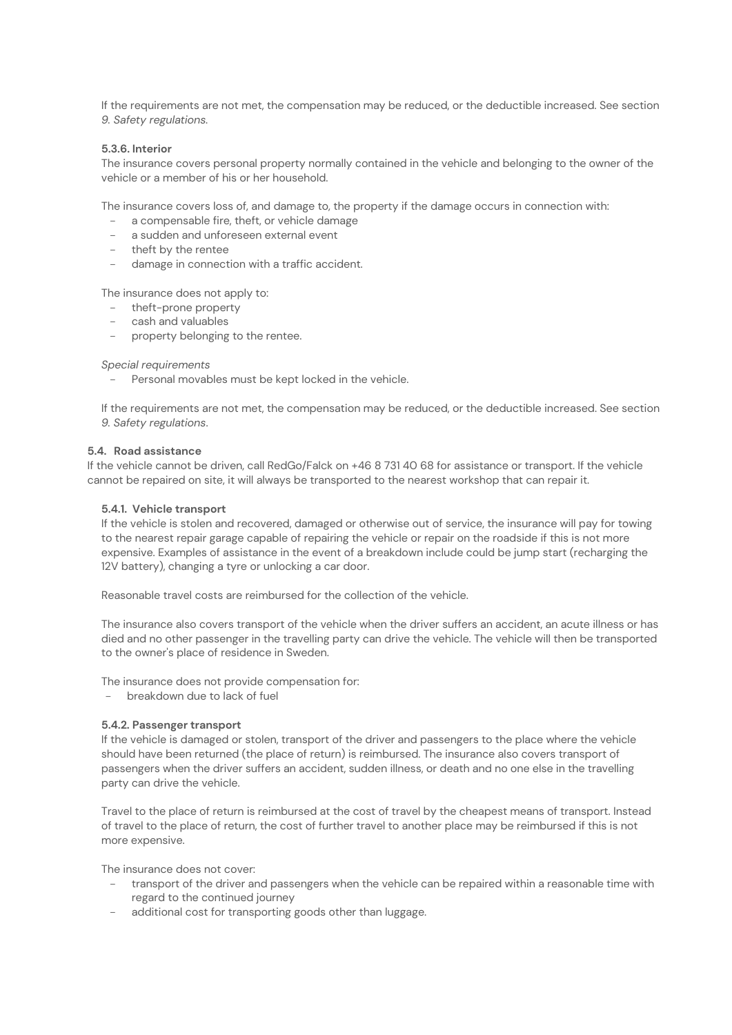If the requirements are not met, the compensation may be reduced, or the deductible increased. See section *9. Safety regulations*.

#### 5.3.6. Interior

The insurance covers personal property normally contained in the vehicle and belonging to the owner of the vehicle or a member of his or her household.

The insurance covers loss of, and damage to, the property if the damage occurs in connection with:

- a compensable fire, theft, or vehicle damage
- a sudden and unforeseen external event
- theft by the rentee
- damage in connection with a traffic accident.

The insurance does not apply to:

- theft-prone property
- cash and valuables
- property belonging to the rentee.

*Special requirements*

- Personal movables must be kept locked in the vehicle.

If the requirements are not met, the compensation may be reduced, or the deductible increased. See section *9. Safety regulations*.

### 5.4. Road assistance

If the vehicle cannot be driven, call RedGo/Falck on +46 8 731 40 68 for assistance or transport. If the vehicle cannot be repaired on site, it will always be transported to the nearest workshop that can repair it.

#### 5.4.1. Vehicle transport

If the vehicle is stolen and recovered, damaged or otherwise out of service, the insurance will pay for towing to the nearest repair garage capable of repairing the vehicle or repair on the roadside if this is not more expensive. Examples of assistance in the event of a breakdown include could be jump start (recharging the 12V battery), changing a tyre or unlocking a car door.

Reasonable travel costs are reimbursed for the collection of the vehicle.

The insurance also covers transport of the vehicle when the driver suffers an accident, an acute illness or has died and no other passenger in the travelling party can drive the vehicle. The vehicle will then be transported to the owner's place of residence in Sweden.

The insurance does not provide compensation for:

- breakdown due to lack of fuel

#### 5.4.2. Passenger transport

If the vehicle is damaged or stolen, transport of the driver and passengers to the place where the vehicle should have been returned (the place of return) is reimbursed. The insurance also covers transport of passengers when the driver suffers an accident, sudden illness, or death and no one else in the travelling party can drive the vehicle.

Travel to the place of return is reimbursed at the cost of travel by the cheapest means of transport. Instead of travel to the place of return, the cost of further travel to another place may be reimbursed if this is not more expensive.

The insurance does not cover:

- transport of the driver and passengers when the vehicle can be repaired within a reasonable time with regard to the continued journey
- additional cost for transporting goods other than luggage.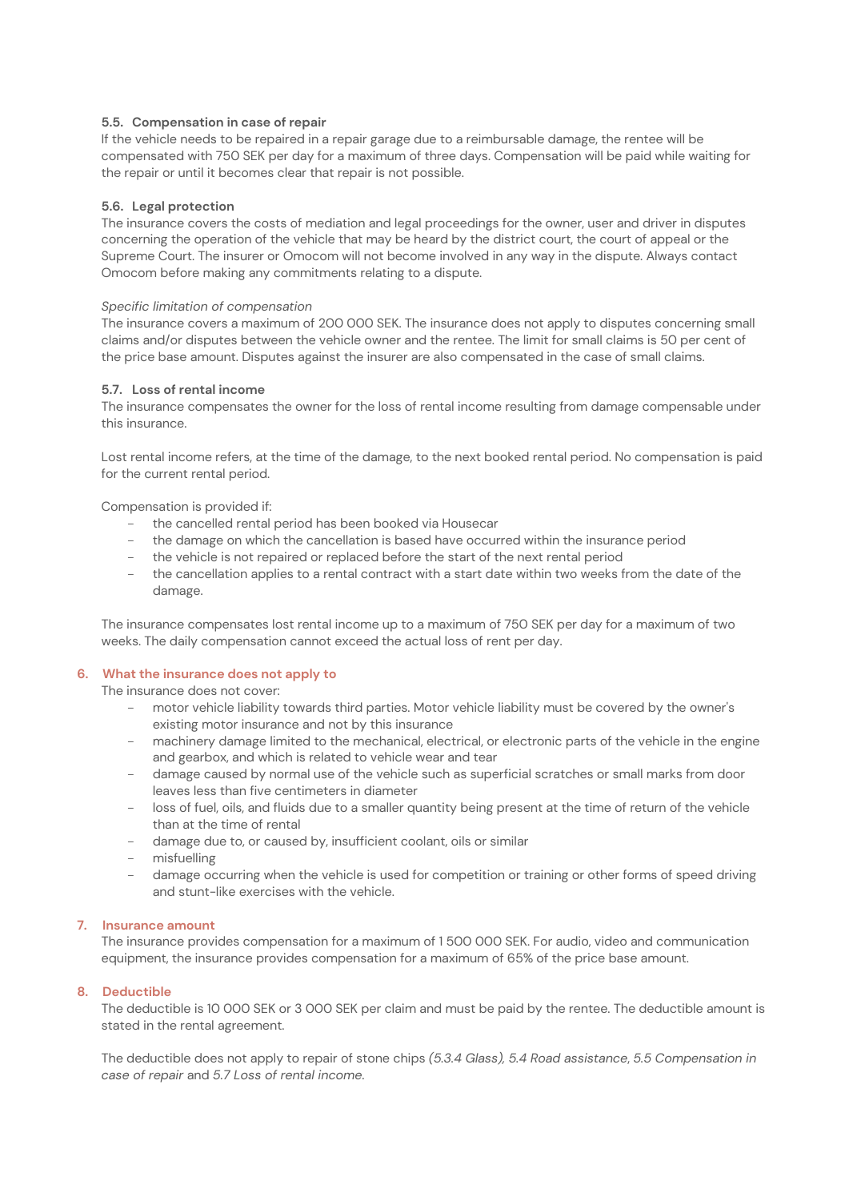### 5.5. Compensation in case of repair

If the vehicle needs to be repaired in a repair garage due to a reimbursable damage, the rentee will be compensated with 750 SEK per day for a maximum of three days. Compensation will be paid while waiting for the repair or until it becomes clear that repair is not possible.

### 5.6. Legal protection

The insurance covers the costs of mediation and legal proceedings for the owner, user and driver in disputes concerning the operation of the vehicle that may be heard by the district court, the court of appeal or the Supreme Court. The insurer or Omocom will not become involved in any way in the dispute. Always contact Omocom before making any commitments relating to a dispute.

*Specific limitation of compensation*

The insurance covers a maximum of 200 000 SEK. The insurance does not apply to disputes concerning small claims and/or disputes between the vehicle owner and the rentee. The limit for small claims is 50 per cent of the price base amount. Disputes against the insurer are also compensated in the case of small claims.

### 5.7. Loss of rental income

The insurance compensates the owner for the loss of rental income resulting from damage compensable under this insurance.

Lost rental income refers, at the time of the damage, to the next booked rental period. No compensation is paid for the current rental period.

Compensation is provided if:

- the cancelled rental period has been booked via Housecar
- the damage on which the cancellation is based have occurred within the insurance period
- the vehicle is not repaired or replaced before the start of the next rental period
- the cancellation applies to a rental contract with a start date within two weeks from the date of the damage.

The insurance compensates lost rental income up to a maximum of 750 SEK per day for a maximum of two weeks. The daily compensation cannot exceed the actual loss of rent per day.

## 6. What the insurance does not apply to

The insurance does not cover:

- motor vehicle liability towards third parties. Motor vehicle liability must be covered by the owner's existing motor insurance and not by this insurance
- machinery damage limited to the mechanical, electrical, or electronic parts of the vehicle in the engine and gearbox, and which is related to vehicle wear and tear
- damage caused by normal use of the vehicle such as superficial scratches or small marks from door leaves less than five centimeters in diameter
- loss of fuel, oils, and fluids due to a smaller quantity being present at the time of return of the vehicle than at the time of rental
- damage due to, or caused by, insufficient coolant, oils or similar
- misfuelling
- damage occurring when the vehicle is used for competition or training or other forms of speed driving and stunt-like exercises with the vehicle.

## 7. Insurance amount

The insurance provides compensation for a maximum of 1 500 000 SEK. For audio, video and communication equipment, the insurance provides compensation for a maximum of 65% of the price base amount.

## 8. Deductible

The deductible is 10 000 SEK or 3 000 SEK per claim and must be paid by the rentee. The deductible amount is stated in the rental agreement.

The deductible does not apply to repair of stone chips *(5.3.4 Glass)*, *5.4 Road assistance*, *5.5 Compensation in case of repair* and *5.7 Loss of rental income*.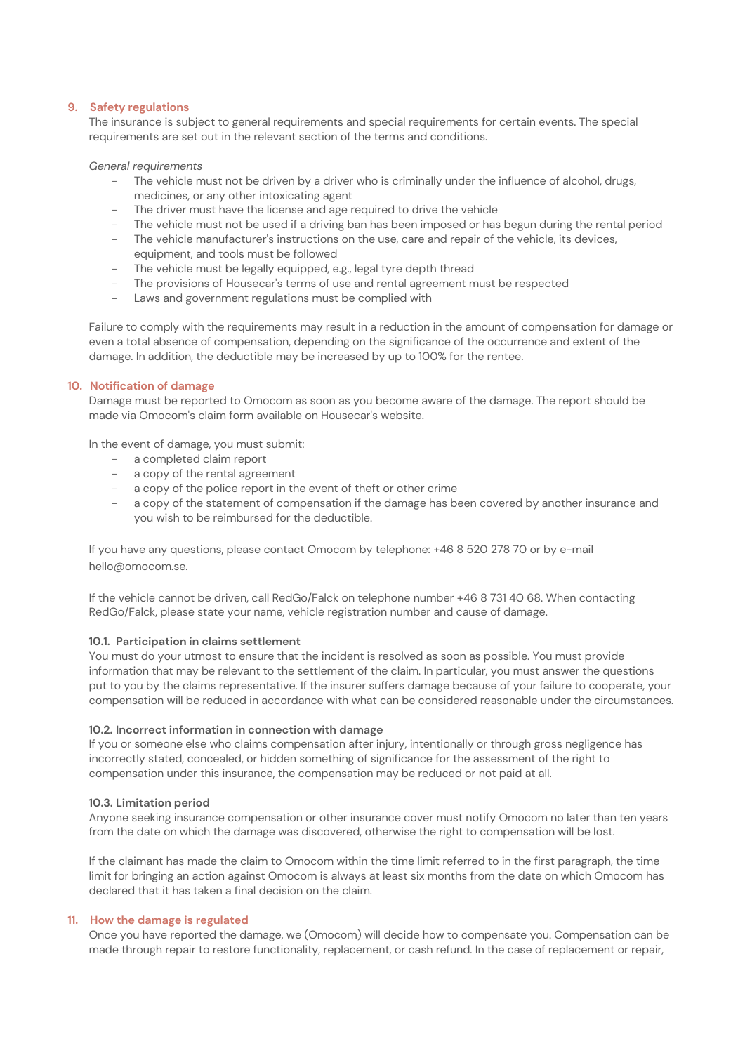## 9. Safety regulations

The insurance is subject to general requirements and special requirements for certain events. The special requirements are set out in the relevant section of the terms and conditions.

*General requirements*

- The vehicle must not be driven by a driver who is criminally under the influence of alcohol, drugs, medicines, or any other intoxicating agent
- The driver must have the license and age required to drive the vehicle
- The vehicle must not be used if a driving ban has been imposed or has begun during the rental period
- The vehicle manufacturer's instructions on the use, care and repair of the vehicle, its devices, equipment, and tools must be followed
- The vehicle must be legally equipped, e.g., legal tyre depth thread
- The provisions of Housecar's terms of use and rental agreement must be respected
- Laws and government regulations must be complied with

Failure to comply with the requirements may result in a reduction in the amount of compensation for damage or even a total absence of compensation, depending on the significance of the occurrence and extent of the damage. In addition, the deductible may be increased by up to 100% for the rentee.

## 10. Notification of damage

Damage must be reported to Omocom as soon as you become aware of the damage. The report should be made via Omocom's claim form available on Housecar's website.

In the event of damage, you must submit:

- a completed claim report
- a copy of the rental agreement
- a copy of the police report in the event of theft or other crime
- a copy of the statement of compensation if the damage has been covered by another insurance and you wish to be reimbursed for the deductible.

If you have any questions, please contact Omocom by telephone: +46 8 520 278 70 or by e-mail hello@omocom.se.

If the vehicle cannot be driven, call RedGo/Falck on telephone number +46 8 731 40 68. When contacting RedGo/Falck, please state your name, vehicle registration number and cause of damage.

### 10.1. Participation in claims settlement

You must do your utmost to ensure that the incident is resolved as soon as possible. You must provide information that may be relevant to the settlement of the claim. In particular, you must answer the questions put to you by the claims representative. If the insurer suffers damage because of your failure to cooperate, your compensation will be reduced in accordance with what can be considered reasonable under the circumstances.

### 10.2. Incorrect information in connection with damage

If you or someone else who claims compensation after injury, intentionally or through gross negligence has incorrectly stated, concealed, or hidden something of significance for the assessment of the right to compensation under this insurance, the compensation may be reduced or not paid at all.

### 10.3. Limitation period

Anyone seeking insurance compensation or other insurance cover must notify Omocom no later than ten years from the date on which the damage was discovered, otherwise the right to compensation will be lost.

If the claimant has made the claim to Omocom within the time limit referred to in the first paragraph, the time limit for bringing an action against Omocom is always at least six months from the date on which Omocom has declared that it has taken a final decision on the claim.

## 11. How the damage is regulated

Once you have reported the damage, we (Omocom) will decide how to compensate you. Compensation can be made through repair to restore functionality, replacement, or cash refund. In the case of replacement or repair,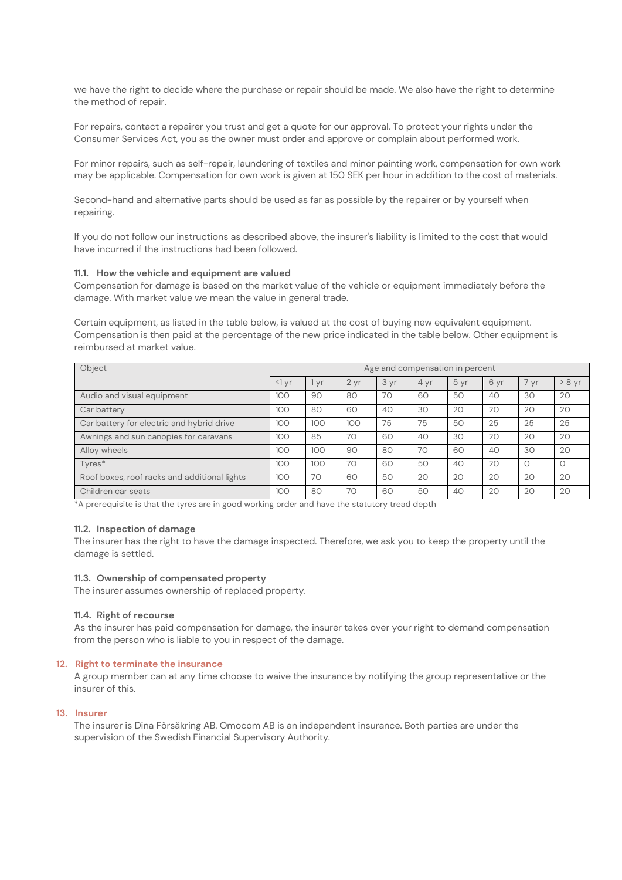we have the right to decide where the purchase or repair should be made. We also have the right to determine the method of repair.

For repairs, contact a repairer you trust and get a quote for our approval. To protect your rights under the Consumer Services Act, you as the owner must order and approve or complain about performed work.

For minor repairs, such as self-repair, laundering of textiles and minor painting work, compensation for own work may be applicable. Compensation for own work is given at 150 SEK per hour in addition to the cost of materials.

Second-hand and alternative parts should be used as far as possible by the repairer or by yourself when repairing.

If you do not follow our instructions as described above, the insurer's liability is limited to the cost that would have incurred if the instructions had been followed.

### 11.1. How the vehicle and equipment are valued

Compensation for damage is based on the market value of the vehicle or equipment immediately before the damage. With market value we mean the value in general trade.

Certain equipment, as listed in the table below, is valued at the cost of buying new equivalent equipment. Compensation is then paid at the percentage of the new price indicated in the table below. Other equipment is reimbursed at market value.

| Object | Age and compensation in percent | | | | | | | | |
|---|---|---|---|---|---|---|---|---|---|
| | <1 yr | 1 yr | 2 yr | 3 yr | 4 yr | 5 yr | 6 yr | 7 yr | > 8 yr |
| Audio and visual equipment | 100 | 90 | 80 | 70 | 60 | 50 | 40 | 30 | 20 |
| Car battery | 100 | 80 | 60 | 40 | 30 | 20 | 20 | 20 | 20 |
| Car battery for electric and hybrid drive | 100 | 100 | 100 | 75 | 75 | 50 | 25 | 25 | 25 |
| Awnings and sun canopies for caravans | 100 | 85 | 70 | 60 | 40 | 30 | 20 | 20 | 20 |
| Alloy wheels | 100 | 100 | 90 | 80 | 70 | 60 | 40 | 30 | 20 |
| Tyres* | 100 | 100 | 70 | 60 | 50 | 40 | 20 | 0 | 0 |
| Roof boxes, roof racks and additional lights | 100 | 70 | 60 | 50 | 20 | 20 | 20 | 20 | 20 |
| Children car seats | 100 | 80 | 70 | 60 | 50 | 40 | 20 | 20 | 20 |

*A prerequisite is that the tyres are in good working order and have the statutory tread depth

### 11.2. Inspection of damage

The insurer has the right to have the damage inspected. Therefore, we ask you to keep the property until the damage is settled.

### 11.3. Ownership of compensated property

The insurer assumes ownership of replaced property.

### 11.4. Right of recourse

As the insurer has paid compensation for damage, the insurer takes over your right to demand compensation from the person who is liable to you in respect of the damage.

## 12. Right to terminate the insurance

A group member can at any time choose to waive the insurance by notifying the group representative or the insurer of this.

## 13. Insurer

The insurer is Dina Försäkring AB. Omocom AB is an independent insurance. Both parties are under the supervision of the Swedish Financial Supervisory Authority.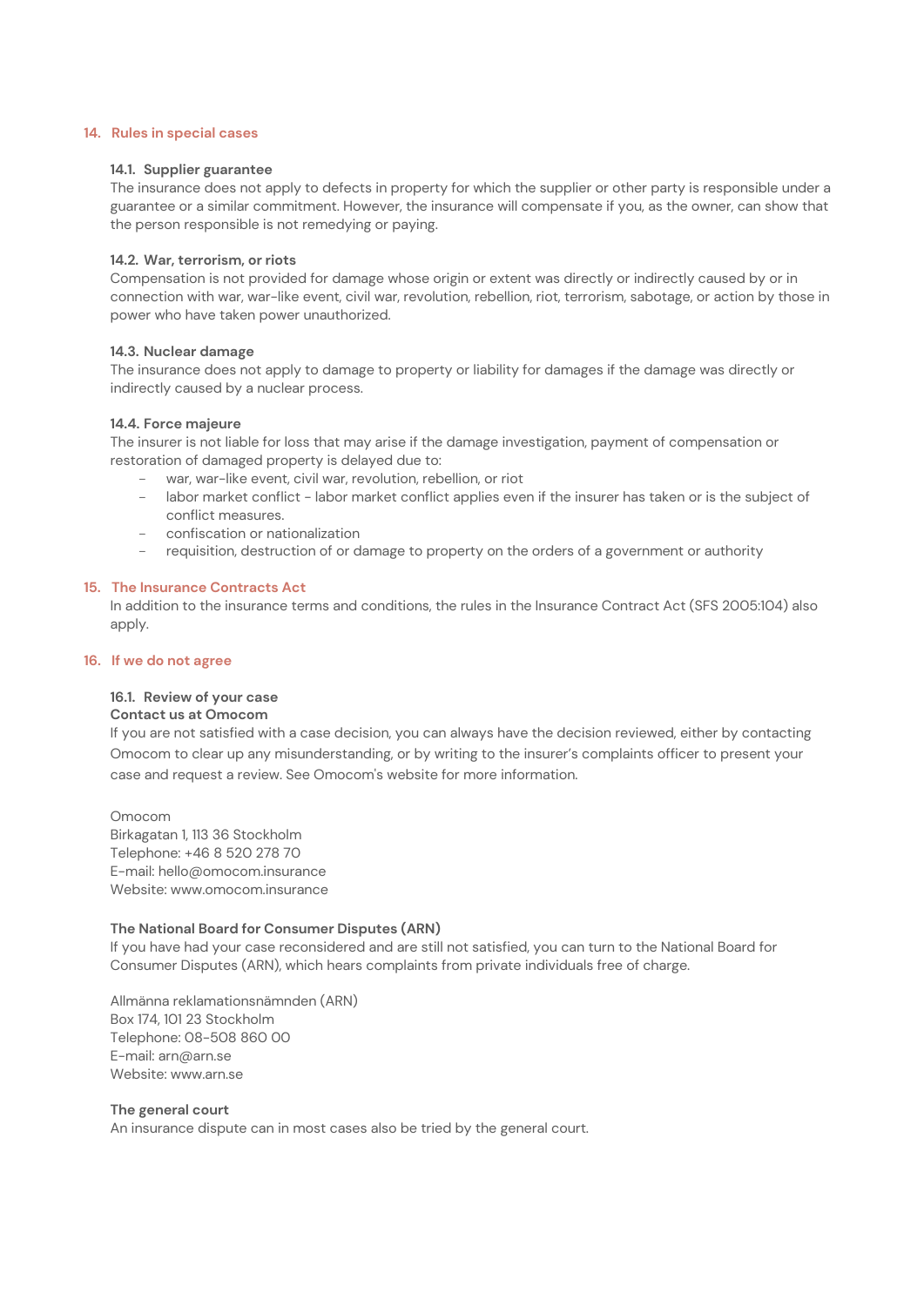## 14. Rules in special cases

### 14.1. Supplier guarantee

The insurance does not apply to defects in property for which the supplier or other party is responsible under a guarantee or a similar commitment. However, the insurance will compensate if you, as the owner, can show that the person responsible is not remedying or paying.

### 14.2. War, terrorism, or riots

Compensation is not provided for damage whose origin or extent was directly or indirectly caused by or in connection with war, war-like event, civil war, revolution, rebellion, riot, terrorism, sabotage, or action by those in power who have taken power unauthorized.

### 14.3. Nuclear damage

The insurance does not apply to damage to property or liability for damages if the damage was directly or indirectly caused by a nuclear process.

### 14.4. Force majeure

The insurer is not liable for loss that may arise if the damage investigation, payment of compensation or restoration of damaged property is delayed due to:

- war, war-like event, civil war, revolution, rebellion, or riot
- labor market conflict - labor market conflict applies even if the insurer has taken or is the subject of conflict measures.
- confiscation or nationalization
- requisition, destruction of or damage to property on the orders of a government or authority

## 15. The Insurance Contracts Act

In addition to the insurance terms and conditions, the rules in the Insurance Contract Act (SFS 2005:104) also apply.

## 16. If we do not agree

### 16.1. Review of your case

**Contact us at Omocom**

If you are not satisfied with a case decision, you can always have the decision reviewed, either by contacting Omocom to clear up any misunderstanding, or by writing to the insurer's complaints officer to present your case and request a review. See Omocom's website for more information.

Omocom
Birkagatan 1, 113 36 Stockholm
Telephone: +46 8 520 278 70
E-mail: hello@omocom.insurance
Website: www.omocom.insurance

**The National Board for Consumer Disputes (ARN)**

If you have had your case reconsidered and are still not satisfied, you can turn to the National Board for Consumer Disputes (ARN), which hears complaints from private individuals free of charge.

Allmänna reklamationsnämnden (ARN)
Box 174, 101 23 Stockholm
Telephone: 08-508 860 00
E-mail: arn@arn.se
Website: www.arn.se

**The general court**

An insurance dispute can in most cases also be tried by the general court.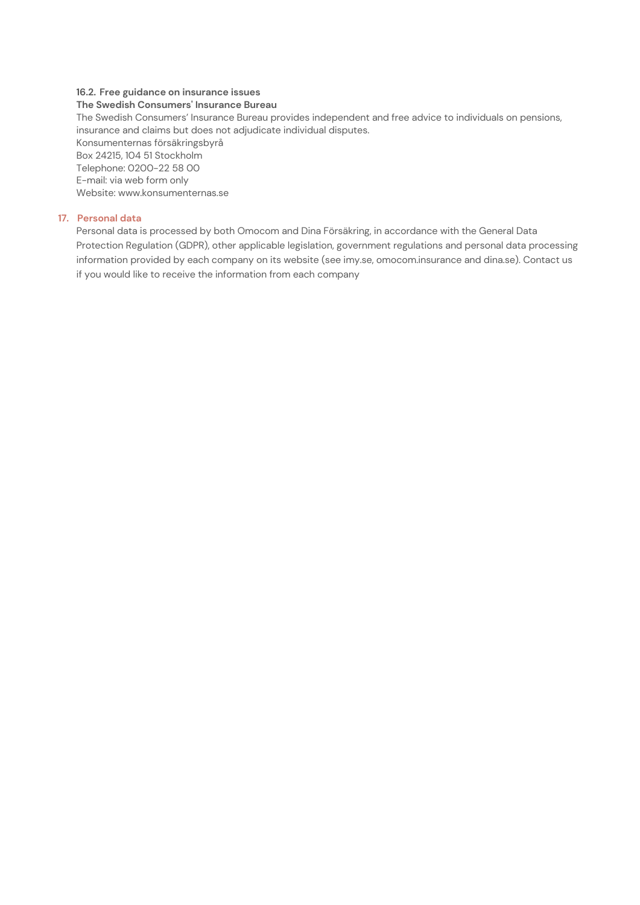### 16.2. Free guidance on insurance issues

**The Swedish Consumers' Insurance Bureau**

The Swedish Consumers' Insurance Bureau provides independent and free advice to individuals on pensions, insurance and claims but does not adjudicate individual disputes.
Konsumenternas försäkringsbyrå
Box 24215, 104 51 Stockholm
Telephone: 0200-22 58 00
E-mail: via web form only
Website: www.konsumenternas.se

## 17. Personal data

Personal data is processed by both Omocom and Dina Försäkring, in accordance with the General Data Protection Regulation (GDPR), other applicable legislation, government regulations and personal data processing information provided by each company on its website (see imy.se, omocom.insurance and dina.se). Contact us if you would like to receive the information from each company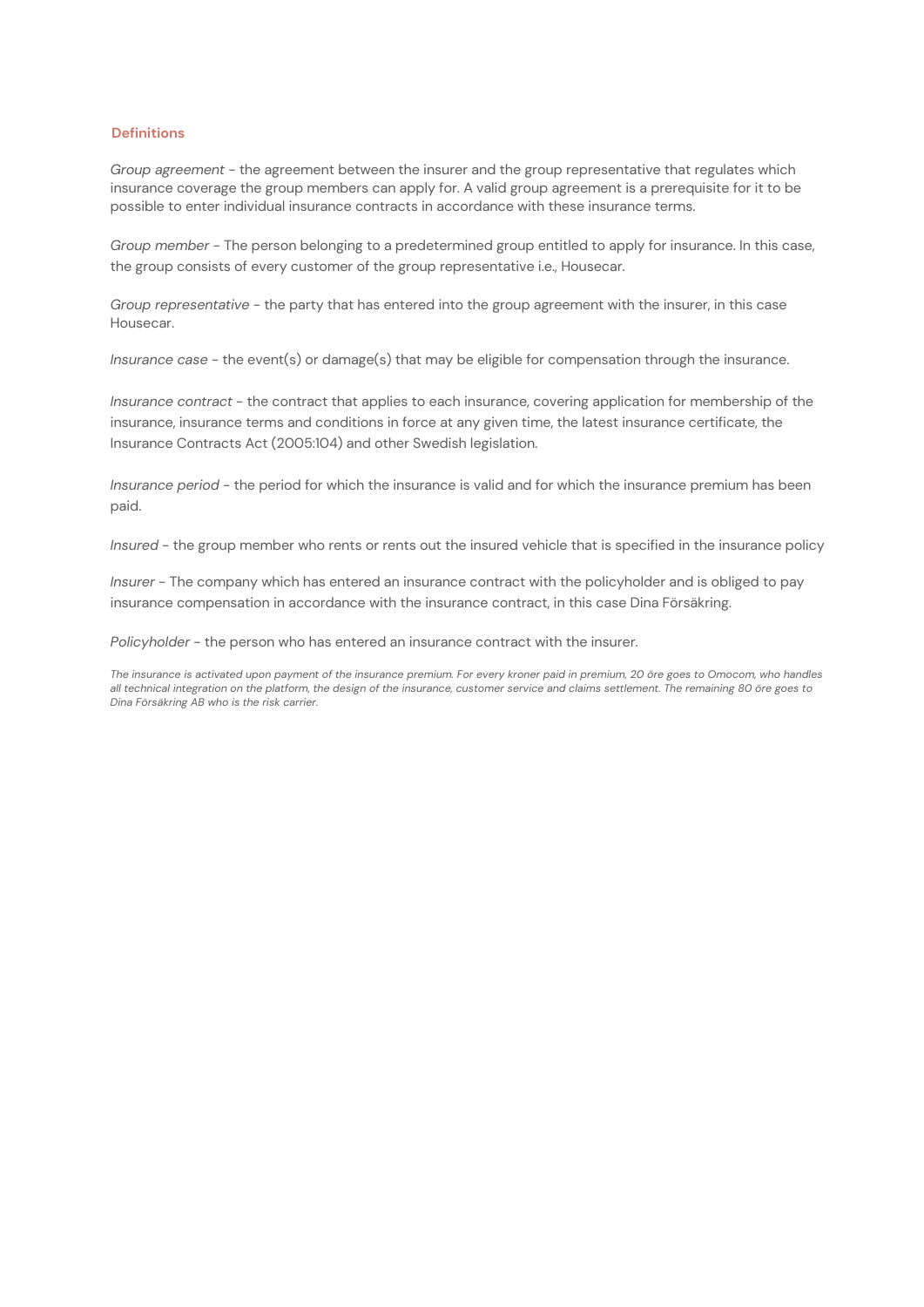## Definitions

*Group agreement* - the agreement between the insurer and the group representative that regulates which insurance coverage the group members can apply for. A valid group agreement is a prerequisite for it to be possible to enter individual insurance contracts in accordance with these insurance terms.

*Group member* - The person belonging to a predetermined group entitled to apply for insurance. In this case, the group consists of every customer of the group representative i.e., Housecar.

*Group representative* - the party that has entered into the group agreement with the insurer, in this case Housecar.

*Insurance case* - the event(s) or damage(s) that may be eligible for compensation through the insurance.

*Insurance contract* - the contract that applies to each insurance, covering application for membership of the insurance, insurance terms and conditions in force at any given time, the latest insurance certificate, the Insurance Contracts Act (2005:104) and other Swedish legislation.

*Insurance period* - the period for which the insurance is valid and for which the insurance premium has been paid.

*Insured* - the group member who rents or rents out the insured vehicle that is specified in the insurance policy

*Insurer* - The company which has entered an insurance contract with the policyholder and is obliged to pay insurance compensation in accordance with the insurance contract, in this case Dina Försäkring.

*Policyholder* - the person who has entered an insurance contract with the insurer.

*The insurance is activated upon payment of the insurance premium. For every kroner paid in premium, 20 öre goes to Omocom, who handles all technical integration on the platform, the design of the insurance, customer service and claims settlement. The remaining 80 öre goes to Dina Försäkring AB who is the risk carrier.*